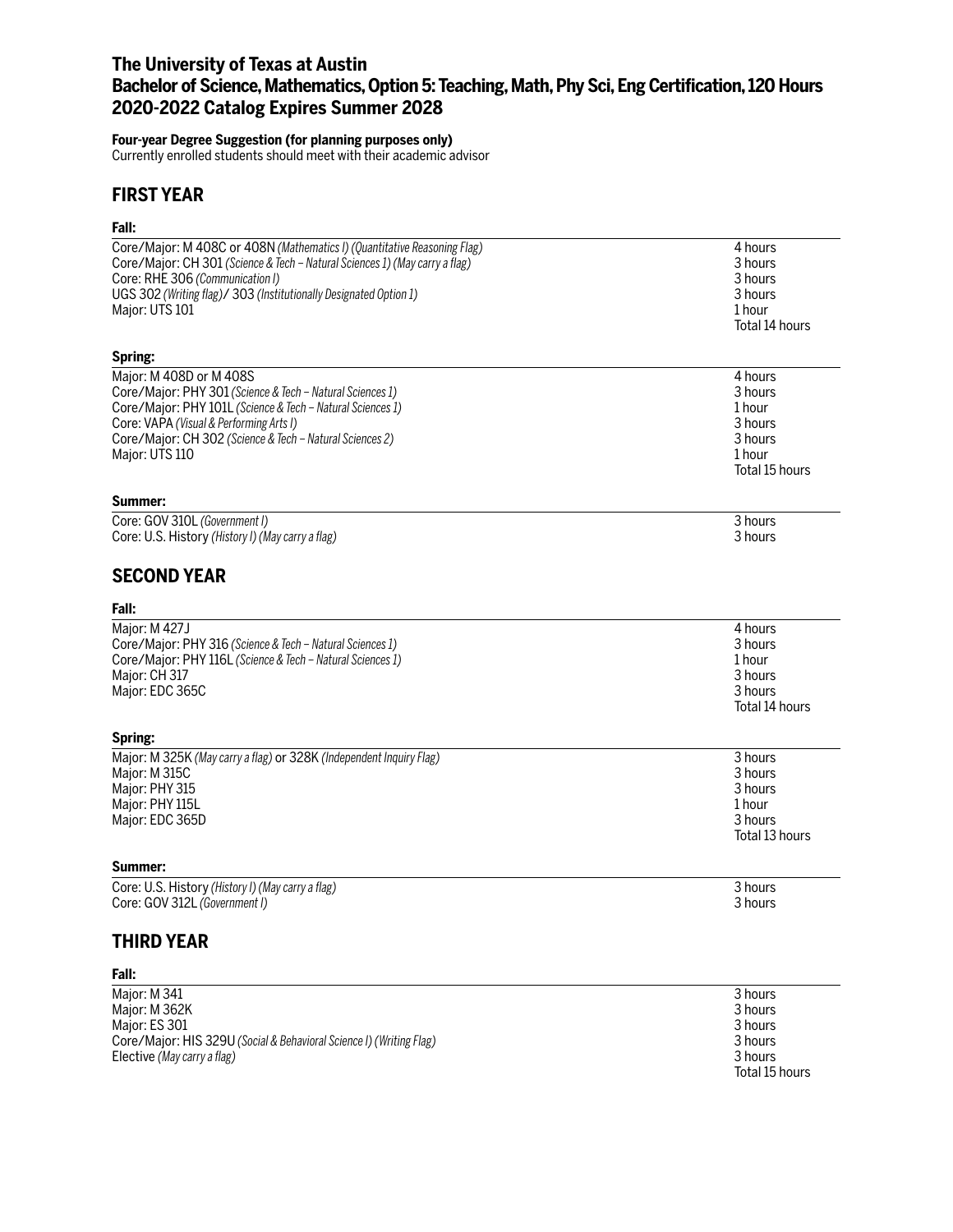# The University of Texas at Austin
# Bachelor of Science, Mathematics, Option 5: Teaching, Math, Phy Sci, Eng Certification, 120 Hours
# 2020-2022 Catalog Expires Summer 2028

**Four-year Degree Suggestion (for planning purposes only)**
Currently enrolled students should meet with their academic advisor

## FIRST YEAR

### Fall:

| | |
|---|---|
| Core/Major: M 408C or 408N *(Mathematics I) (Quantitative Reasoning Flag)* | 4 hours |
| Core/Major: CH 301 *(Science & Tech – Natural Sciences 1) (May carry a flag)* | 3 hours |
| Core: RHE 306 *(Communication I)* | 3 hours |
| UGS 302 *(Writing flag)*/ 303 *(Institutionally Designated Option 1)* | 3 hours |
| Major: UTS 101 | 1 hour |
| | Total 14 hours |

### Spring:

| | |
|---|---|
| Major: M 408D or M 408S | 4 hours |
| Core/Major: PHY 301 *(Science & Tech – Natural Sciences 1)* | 3 hours |
| Core/Major: PHY 101L *(Science & Tech – Natural Sciences 1)* | 1 hour |
| Core: VAPA *(Visual & Performing Arts I)* | 3 hours |
| Core/Major: CH 302 *(Science & Tech – Natural Sciences 2)* | 3 hours |
| Major: UTS 110 | 1 hour |
| | Total 15 hours |

### Summer:

| | |
|---|---|
| Core: GOV 310L *(Government I)* | 3 hours |
| Core: U.S. History *(History I) (May carry a flag)* | 3 hours |

## SECOND YEAR

### Fall:

| | |
|---|---|
| Major: M 427J | 4 hours |
| Core/Major: PHY 316 *(Science & Tech – Natural Sciences 1)* | 3 hours |
| Core/Major: PHY 116L *(Science & Tech – Natural Sciences 1)* | 1 hour |
| Major: CH 317 | 3 hours |
| Major: EDC 365C | 3 hours |
| | Total 14 hours |

### Spring:

| | |
|---|---|
| Major: M 325K *(May carry a flag)* or 328K *(Independent Inquiry Flag)* | 3 hours |
| Major: M 315C | 3 hours |
| Major: PHY 315 | 3 hours |
| Major: PHY 115L | 1 hour |
| Major: EDC 365D | 3 hours |
| | Total 13 hours |

### Summer:

| | |
|---|---|
| Core: U.S. History *(History I) (May carry a flag)* | 3 hours |
| Core: GOV 312L *(Government I)* | 3 hours |

## THIRD YEAR

### Fall:

| | |
|---|---|
| Major: M 341 | 3 hours |
| Major: M 362K | 3 hours |
| Major: ES 301 | 3 hours |
| Core/Major: HIS 329U *(Social & Behavioral Science I) (Writing Flag)* | 3 hours |
| Elective *(May carry a flag)* | 3 hours |
| | Total 15 hours |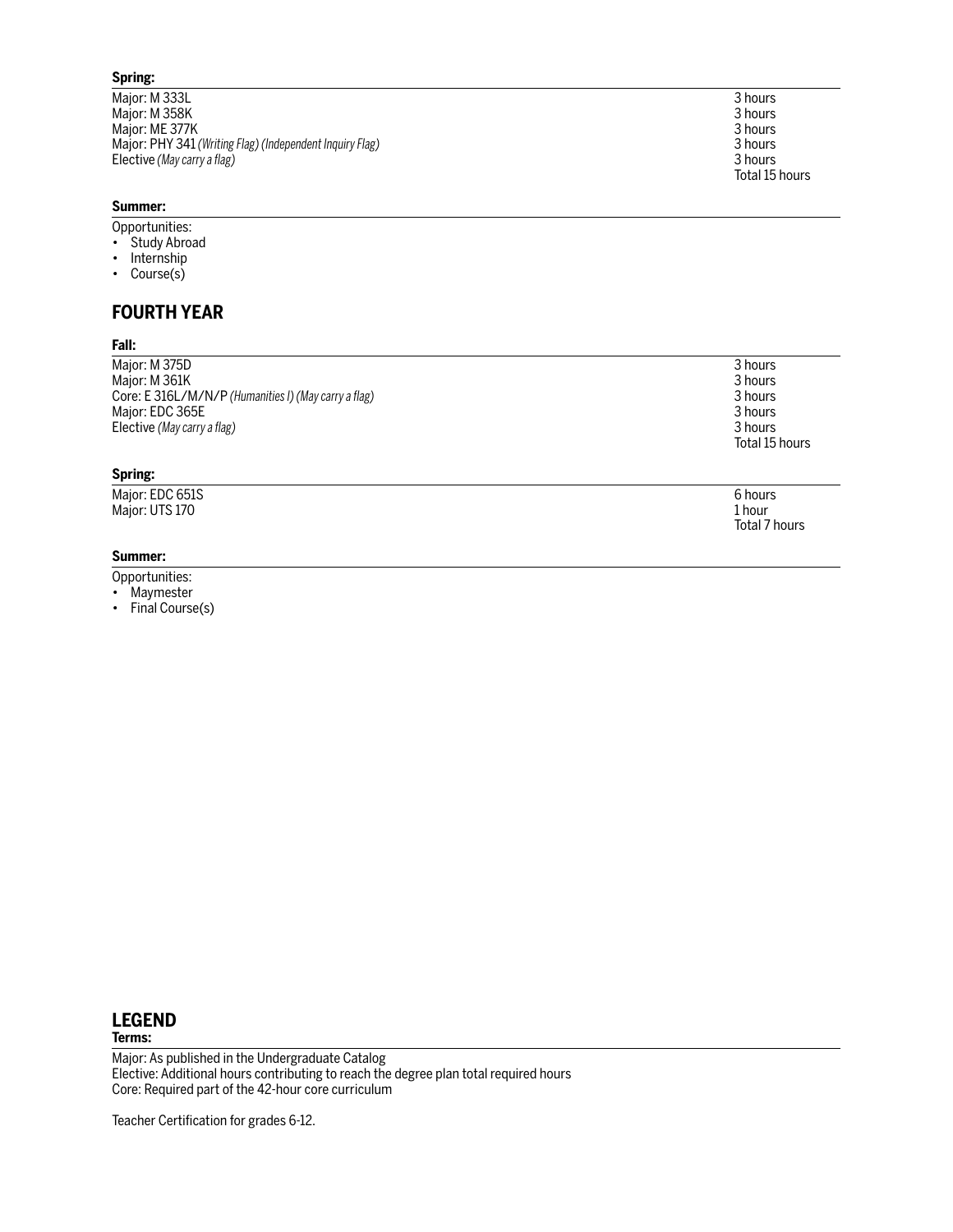**Spring:**

| | |
|---|---|
| Major: M 333L | 3 hours |
| Major: M 358K | 3 hours |
| Major: ME 377K | 3 hours |
| Major: PHY 341 *(Writing Flag) (Independent Inquiry Flag)* | 3 hours |
| Elective *(May carry a flag)* | 3 hours |
| | Total 15 hours |

**Summer:**

Opportunities:

- Study Abroad
- Internship
- Course(s)

## FOURTH YEAR

**Fall:**

| | |
|---|---|
| Major: M 375D | 3 hours |
| Major: M 361K | 3 hours |
| Core: E 316L/M/N/P *(Humanities I) (May carry a flag)* | 3 hours |
| Major: EDC 365E | 3 hours |
| Elective *(May carry a flag)* | 3 hours |
| | Total 15 hours |

**Spring:**

| | |
|---|---|
| Major: EDC 651S | 6 hours |
| Major: UTS 170 | 1 hour |
| | Total 7 hours |

**Summer:**

Opportunities:

- Maymester
- Final Course(s)

## LEGEND

**Terms:**

Major: As published in the Undergraduate Catalog
Elective: Additional hours contributing to reach the degree plan total required hours
Core: Required part of the 42-hour core curriculum

Teacher Certification for grades 6-12.